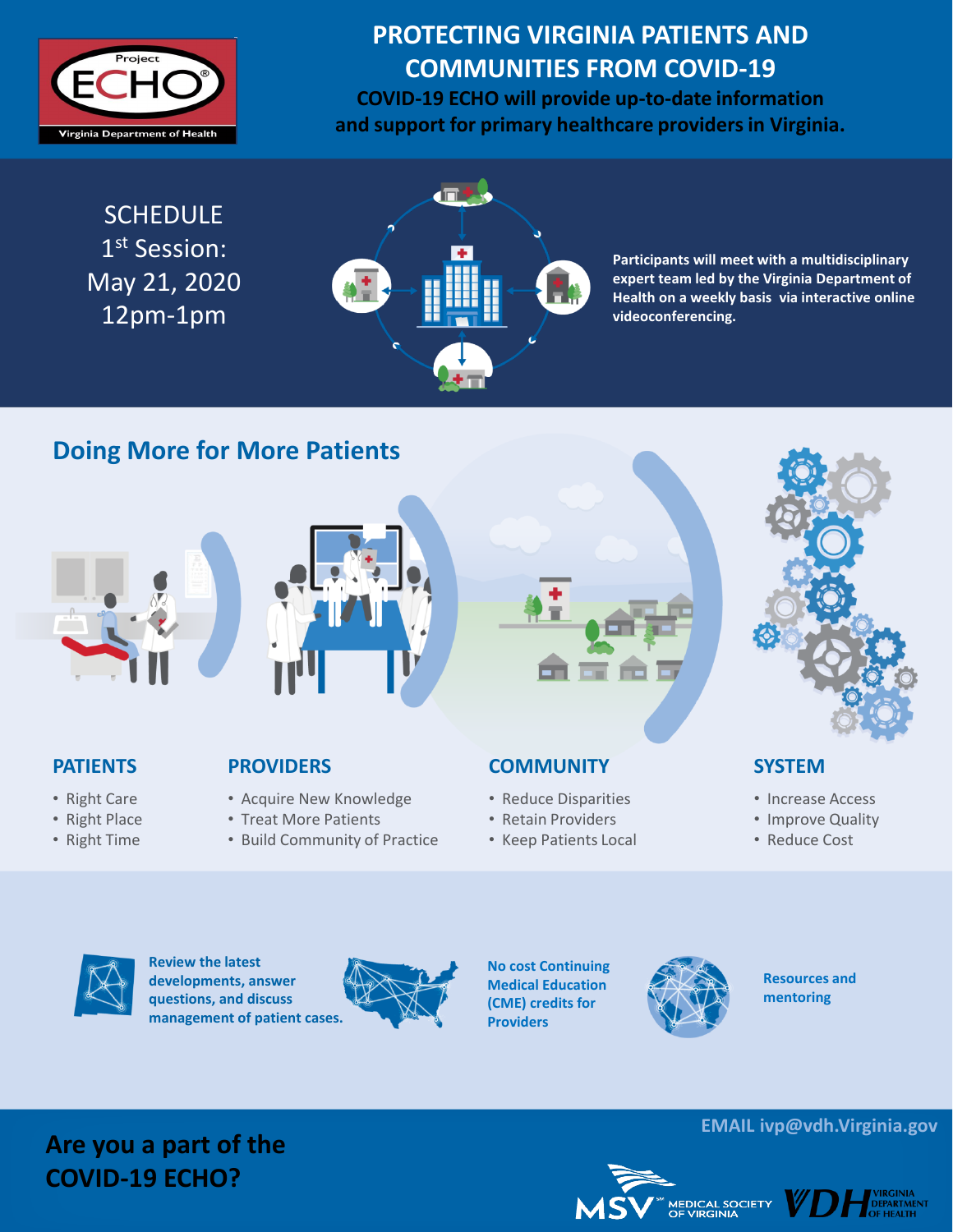Project ECHO
Virginia Department of Health

# PROTECTING VIRGINIA PATIENTS AND COMMUNITIES FROM COVID-19

**COVID-19 ECHO will provide up-to-date information and support for primary healthcare providers in Virginia.**

SCHEDULE
1st Session:
May 21, 2020
12pm-1pm

**Participants will meet with a multidisciplinary expert team led by the Virginia Department of Health on a weekly basis via interactive online videoconferencing.**

## Doing More for More Patients

### PATIENTS

- Right Care
- Right Place
- Right Time

### PROVIDERS

- Acquire New Knowledge
- Treat More Patients
- Build Community of Practice

### COMMUNITY

- Reduce Disparities
- Retain Providers
- Keep Patients Local

### SYSTEM

- Increase Access
- Improve Quality
- Reduce Cost

**Review the latest developments, answer questions, and discuss management of patient cases.**

**No cost Continuing Medical Education (CME) credits for Providers**

**Resources and mentoring**

**EMAIL ivp@vdh.Virginia.gov**

## Are you a part of the COVID-19 ECHO?

MSV Medical Society of Virginia

VDH Virginia Department of Health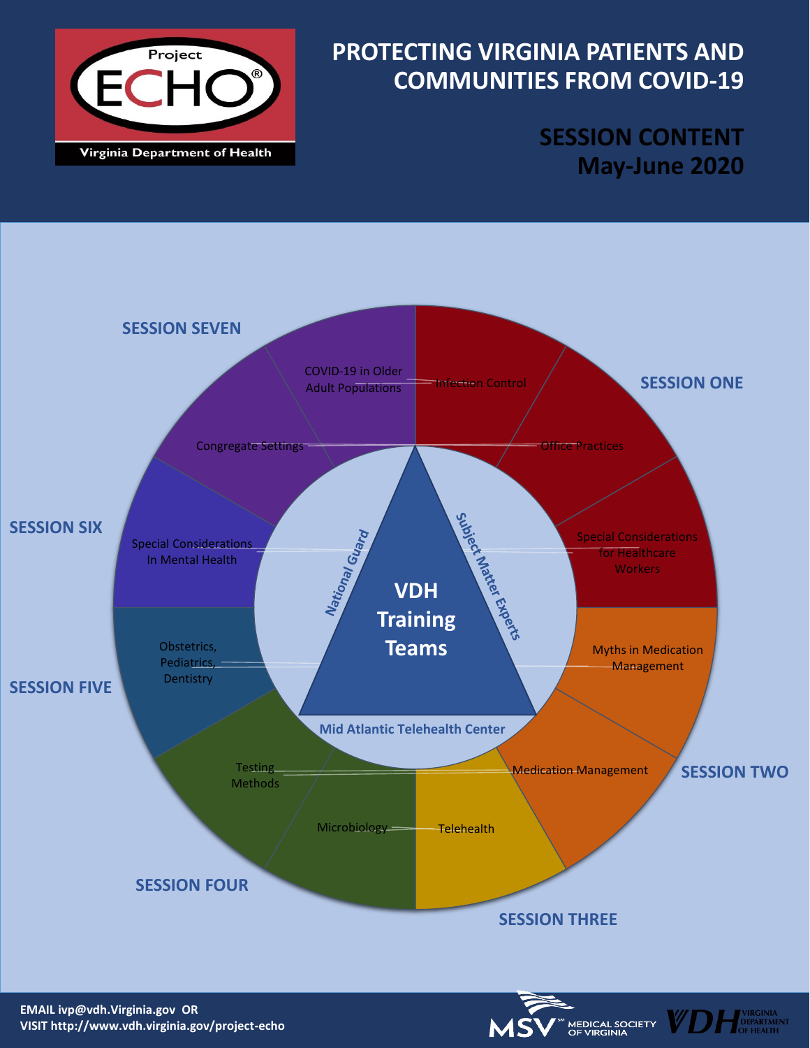# PROTECTING VIRGINIA PATIENTS AND COMMUNITIES FROM COVID-19

## SESSION CONTENT
## May-June 2020

Project ECHO®

Virginia Department of Health

**SESSION ONE**
- Infection Control
- Office Practices
- Special Considerations for Healthcare Workers

**SESSION TWO**
- Myths in Medication Management
- Medication Management

**SESSION THREE**
- Telehealth

**SESSION FOUR**
- Microbiology
- Testing Methods

**SESSION FIVE**
- Obstetrics, Pediatrics, Dentistry

**SESSION SIX**
- Special Considerations In Mental Health

**SESSION SEVEN**
- Congregate Settings
- COVID-19 in Older Adult Populations

**VDH Training Teams**
- National Guard
- Subject Matter Experts
- Mid Atlantic Telehealth Center

**EMAIL ivp@vdh.Virginia.gov OR**
**VISIT http://www.vdh.virginia.gov/project-echo**

MSV Medical Society of Virginia

VDH Virginia Department of Health